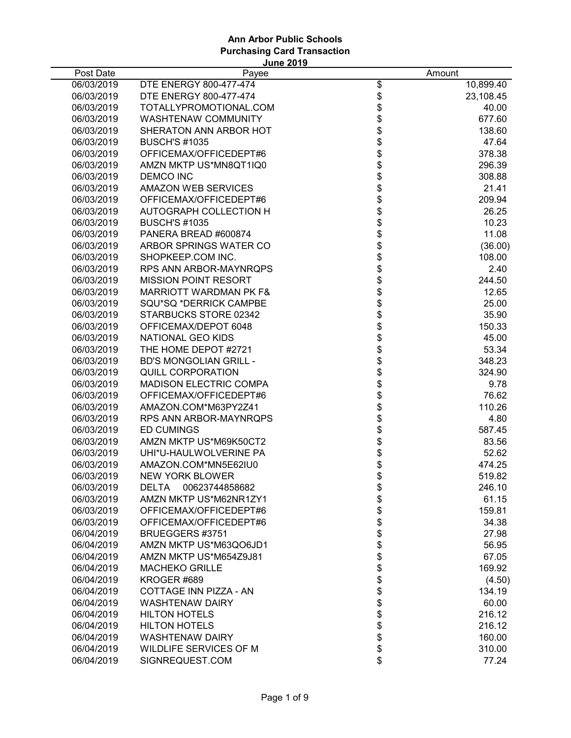**Ann Arbor Public Schools**
**Purchasing Card Transaction**
**June 2019**

| Post Date | Payee | | Amount |
|---|---|---|---|
| 06/03/2019 | DTE ENERGY 800-477-474 | $ | 10,899.40 |
| 06/03/2019 | DTE ENERGY 800-477-474 | $ | 23,108.45 |
| 06/03/2019 | TOTALLYPROMOTIONAL.COM | $ | 40.00 |
| 06/03/2019 | WASHTENAW COMMUNITY | $ | 677.60 |
| 06/03/2019 | SHERATON ANN ARBOR HOT | $ | 138.60 |
| 06/03/2019 | BUSCH'S #1035 | $ | 47.64 |
| 06/03/2019 | OFFICEMAX/OFFICEDEPT#6 | $ | 378.38 |
| 06/03/2019 | AMZN MKTP US*MN8QT1IQ0 | $ | 296.39 |
| 06/03/2019 | DEMCO INC | $ | 308.88 |
| 06/03/2019 | AMAZON WEB SERVICES | $ | 21.41 |
| 06/03/2019 | OFFICEMAX/OFFICEDEPT#6 | $ | 209.94 |
| 06/03/2019 | AUTOGRAPH COLLECTION H | $ | 26.25 |
| 06/03/2019 | BUSCH'S #1035 | $ | 10.23 |
| 06/03/2019 | PANERA BREAD #600874 | $ | 11.08 |
| 06/03/2019 | ARBOR SPRINGS WATER CO | $ | (36.00) |
| 06/03/2019 | SHOPKEEP.COM INC. | $ | 108.00 |
| 06/03/2019 | RPS ANN ARBOR-MAYNRQPS | $ | 2.40 |
| 06/03/2019 | MISSION POINT RESORT | $ | 244.50 |
| 06/03/2019 | MARRIOTT WARDMAN PK F& | $ | 12.65 |
| 06/03/2019 | SQU*SQ *DERRICK CAMPBE | $ | 25.00 |
| 06/03/2019 | STARBUCKS STORE 02342 | $ | 35.90 |
| 06/03/2019 | OFFICEMAX/DEPOT 6048 | $ | 150.33 |
| 06/03/2019 | NATIONAL GEO KIDS | $ | 45.00 |
| 06/03/2019 | THE HOME DEPOT #2721 | $ | 53.34 |
| 06/03/2019 | BD'S MONGOLIAN GRILL - | $ | 348.23 |
| 06/03/2019 | QUILL CORPORATION | $ | 324.90 |
| 06/03/2019 | MADISON ELECTRIC COMPA | $ | 9.78 |
| 06/03/2019 | OFFICEMAX/OFFICEDEPT#6 | $ | 76.62 |
| 06/03/2019 | AMAZON.COM*M63PY2Z41 | $ | 110.26 |
| 06/03/2019 | RPS ANN ARBOR-MAYNRQPS | $ | 4.80 |
| 06/03/2019 | ED CUMINGS | $ | 587.45 |
| 06/03/2019 | AMZN MKTP US*M69K50CT2 | $ | 83.56 |
| 06/03/2019 | UHI*U-HAULWOLVERINE PA | $ | 52.62 |
| 06/03/2019 | AMAZON.COM*MN5E62IU0 | $ | 474.25 |
| 06/03/2019 | NEW YORK BLOWER | $ | 519.82 |
| 06/03/2019 | DELTA 00623744858682 | $ | 246.10 |
| 06/03/2019 | AMZN MKTP US*M62NR1ZY1 | $ | 61.15 |
| 06/03/2019 | OFFICEMAX/OFFICEDEPT#6 | $ | 159.81 |
| 06/03/2019 | OFFICEMAX/OFFICEDEPT#6 | $ | 34.38 |
| 06/04/2019 | BRUEGGERS #3751 | $ | 27.98 |
| 06/04/2019 | AMZN MKTP US*M63QO6JD1 | $ | 56.95 |
| 06/04/2019 | AMZN MKTP US*M654Z9J81 | $ | 67.05 |
| 06/04/2019 | MACHEKO GRILLE | $ | 169.92 |
| 06/04/2019 | KROGER #689 | $ | (4.50) |
| 06/04/2019 | COTTAGE INN PIZZA - AN | $ | 134.19 |
| 06/04/2019 | WASHTENAW DAIRY | $ | 60.00 |
| 06/04/2019 | HILTON HOTELS | $ | 216.12 |
| 06/04/2019 | HILTON HOTELS | $ | 216.12 |
| 06/04/2019 | WASHTENAW DAIRY | $ | 160.00 |
| 06/04/2019 | WILDLIFE SERVICES OF M | $ | 310.00 |
| 06/04/2019 | SIGNREQUEST.COM | $ | 77.24 |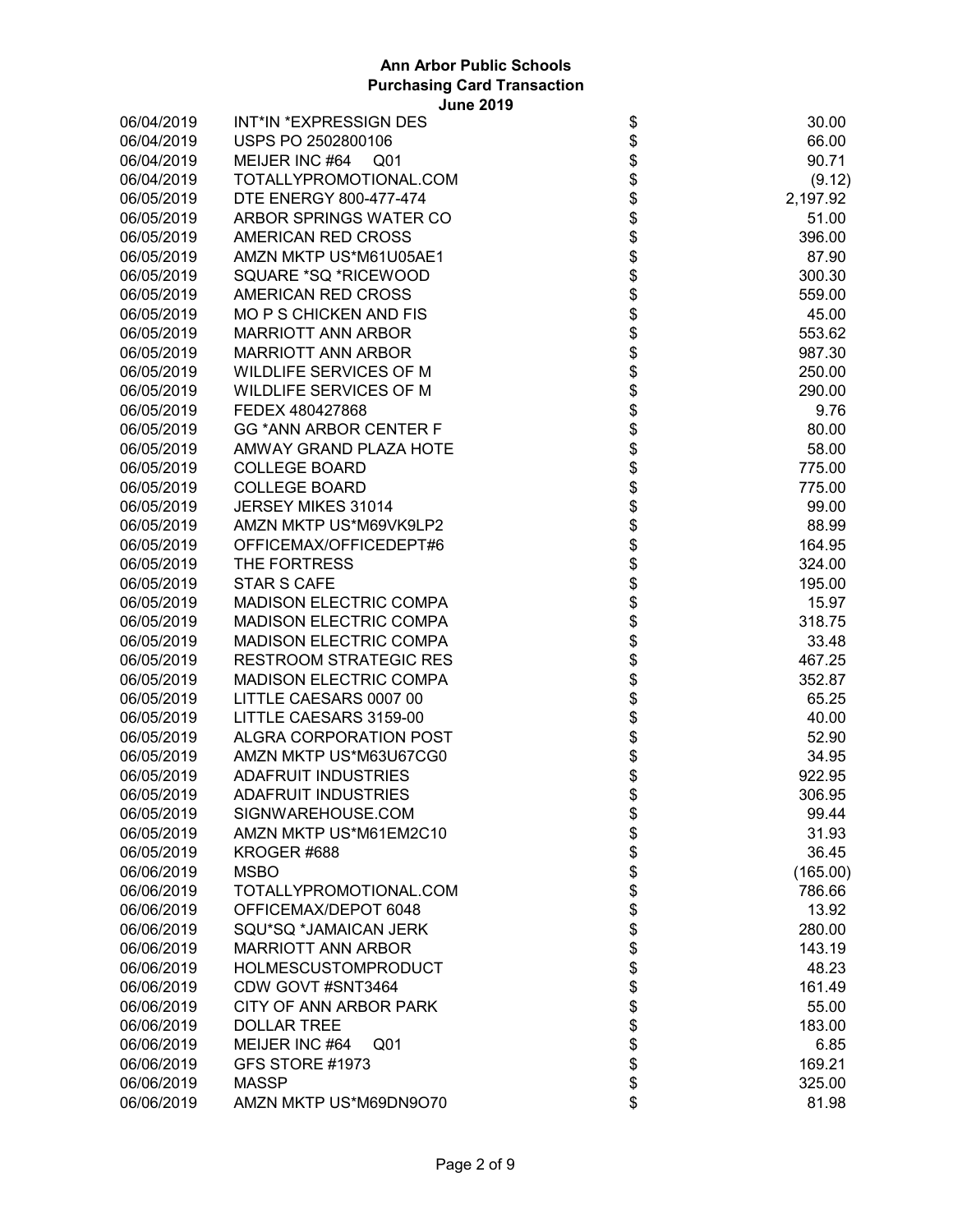**Ann Arbor Public Schools**
**Purchasing Card Transaction**
**June 2019**

| Date | Vendor | | Amount |
|---|---|---|---|
| 06/04/2019 | INT*IN *EXPRESSIGN DES | $ | 30.00 |
| 06/04/2019 | USPS PO 2502800106 | $ | 66.00 |
| 06/04/2019 | MEIJER INC #64 Q01 | $ | 90.71 |
| 06/04/2019 | TOTALLYPROMOTIONAL.COM | $ | (9.12) |
| 06/05/2019 | DTE ENERGY 800-477-474 | $ | 2,197.92 |
| 06/05/2019 | ARBOR SPRINGS WATER CO | $ | 51.00 |
| 06/05/2019 | AMERICAN RED CROSS | $ | 396.00 |
| 06/05/2019 | AMZN MKTP US*M61U05AE1 | $ | 87.90 |
| 06/05/2019 | SQUARE *SQ *RICEWOOD | $ | 300.30 |
| 06/05/2019 | AMERICAN RED CROSS | $ | 559.00 |
| 06/05/2019 | MO P S CHICKEN AND FIS | $ | 45.00 |
| 06/05/2019 | MARRIOTT ANN ARBOR | $ | 553.62 |
| 06/05/2019 | MARRIOTT ANN ARBOR | $ | 987.30 |
| 06/05/2019 | WILDLIFE SERVICES OF M | $ | 250.00 |
| 06/05/2019 | WILDLIFE SERVICES OF M | $ | 290.00 |
| 06/05/2019 | FEDEX 480427868 | $ | 9.76 |
| 06/05/2019 | GG *ANN ARBOR CENTER F | $ | 80.00 |
| 06/05/2019 | AMWAY GRAND PLAZA HOTE | $ | 58.00 |
| 06/05/2019 | COLLEGE BOARD | $ | 775.00 |
| 06/05/2019 | COLLEGE BOARD | $ | 775.00 |
| 06/05/2019 | JERSEY MIKES 31014 | $ | 99.00 |
| 06/05/2019 | AMZN MKTP US*M69VK9LP2 | $ | 88.99 |
| 06/05/2019 | OFFICEMAX/OFFICEDEPT#6 | $ | 164.95 |
| 06/05/2019 | THE FORTRESS | $ | 324.00 |
| 06/05/2019 | STAR S CAFE | $ | 195.00 |
| 06/05/2019 | MADISON ELECTRIC COMPA | $ | 15.97 |
| 06/05/2019 | MADISON ELECTRIC COMPA | $ | 318.75 |
| 06/05/2019 | MADISON ELECTRIC COMPA | $ | 33.48 |
| 06/05/2019 | RESTROOM STRATEGIC RES | $ | 467.25 |
| 06/05/2019 | MADISON ELECTRIC COMPA | $ | 352.87 |
| 06/05/2019 | LITTLE CAESARS 0007 00 | $ | 65.25 |
| 06/05/2019 | LITTLE CAESARS 3159-00 | $ | 40.00 |
| 06/05/2019 | ALGRA CORPORATION POST | $ | 52.90 |
| 06/05/2019 | AMZN MKTP US*M63U67CG0 | $ | 34.95 |
| 06/05/2019 | ADAFRUIT INDUSTRIES | $ | 922.95 |
| 06/05/2019 | ADAFRUIT INDUSTRIES | $ | 306.95 |
| 06/05/2019 | SIGNWAREHOUSE.COM | $ | 99.44 |
| 06/05/2019 | AMZN MKTP US*M61EM2C10 | $ | 31.93 |
| 06/05/2019 | KROGER #688 | $ | 36.45 |
| 06/06/2019 | MSBO | $ | (165.00) |
| 06/06/2019 | TOTALLYPROMOTIONAL.COM | $ | 786.66 |
| 06/06/2019 | OFFICEMAX/DEPOT 6048 | $ | 13.92 |
| 06/06/2019 | SQU*SQ *JAMAICAN JERK | $ | 280.00 |
| 06/06/2019 | MARRIOTT ANN ARBOR | $ | 143.19 |
| 06/06/2019 | HOLMESCUSTOMPRODUCT | $ | 48.23 |
| 06/06/2019 | CDW GOVT #SNT3464 | $ | 161.49 |
| 06/06/2019 | CITY OF ANN ARBOR PARK | $ | 55.00 |
| 06/06/2019 | DOLLAR TREE | $ | 183.00 |
| 06/06/2019 | MEIJER INC #64 Q01 | $ | 6.85 |
| 06/06/2019 | GFS STORE #1973 | $ | 169.21 |
| 06/06/2019 | MASSP | $ | 325.00 |
| 06/06/2019 | AMZN MKTP US*M69DN9O70 | $ | 81.98 |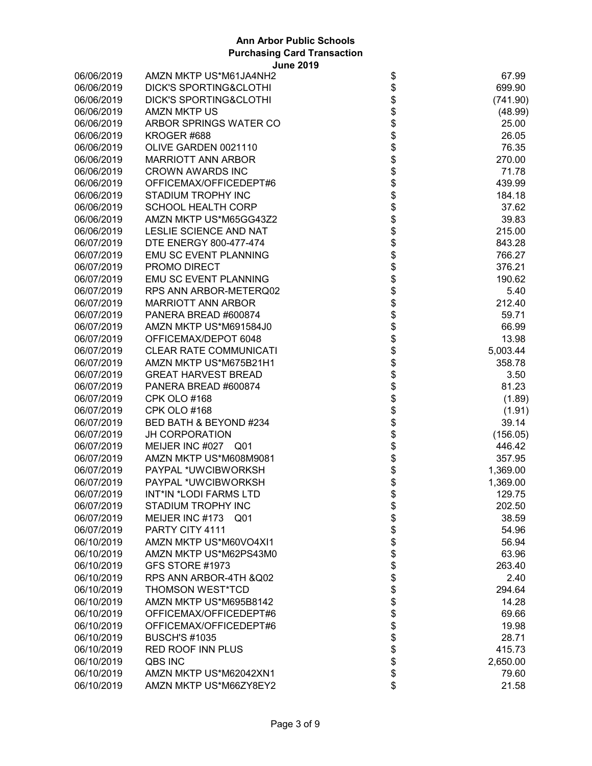**Ann Arbor Public Schools**
**Purchasing Card Transaction**
**June 2019**

| Date | Vendor | | Amount |
|---|---|---|---|
| 06/06/2019 | AMZN MKTP US*M61JA4NH2 | $ | 67.99 |
| 06/06/2019 | DICK'S SPORTING&CLOTHI | $ | 699.90 |
| 06/06/2019 | DICK'S SPORTING&CLOTHI | $ | (741.90) |
| 06/06/2019 | AMZN MKTP US | $ | (48.99) |
| 06/06/2019 | ARBOR SPRINGS WATER CO | $ | 25.00 |
| 06/06/2019 | KROGER #688 | $ | 26.05 |
| 06/06/2019 | OLIVE GARDEN 0021110 | $ | 76.35 |
| 06/06/2019 | MARRIOTT ANN ARBOR | $ | 270.00 |
| 06/06/2019 | CROWN AWARDS INC | $ | 71.78 |
| 06/06/2019 | OFFICEMAX/OFFICEDEPT#6 | $ | 439.99 |
| 06/06/2019 | STADIUM TROPHY INC | $ | 184.18 |
| 06/06/2019 | SCHOOL HEALTH CORP | $ | 37.62 |
| 06/06/2019 | AMZN MKTP US*M65GG43Z2 | $ | 39.83 |
| 06/06/2019 | LESLIE SCIENCE AND NAT | $ | 215.00 |
| 06/07/2019 | DTE ENERGY 800-477-474 | $ | 843.28 |
| 06/07/2019 | EMU SC EVENT PLANNING | $ | 766.27 |
| 06/07/2019 | PROMO DIRECT | $ | 376.21 |
| 06/07/2019 | EMU SC EVENT PLANNING | $ | 190.62 |
| 06/07/2019 | RPS ANN ARBOR-METERQ02 | $ | 5.40 |
| 06/07/2019 | MARRIOTT ANN ARBOR | $ | 212.40 |
| 06/07/2019 | PANERA BREAD #600874 | $ | 59.71 |
| 06/07/2019 | AMZN MKTP US*M691584J0 | $ | 66.99 |
| 06/07/2019 | OFFICEMAX/DEPOT 6048 | $ | 13.98 |
| 06/07/2019 | CLEAR RATE COMMUNICATI | $ | 5,003.44 |
| 06/07/2019 | AMZN MKTP US*M675B21H1 | $ | 358.78 |
| 06/07/2019 | GREAT HARVEST BREAD | $ | 3.50 |
| 06/07/2019 | PANERA BREAD #600874 | $ | 81.23 |
| 06/07/2019 | CPK OLO #168 | $ | (1.89) |
| 06/07/2019 | CPK OLO #168 | $ | (1.91) |
| 06/07/2019 | BED BATH & BEYOND #234 | $ | 39.14 |
| 06/07/2019 | JH CORPORATION | $ | (156.05) |
| 06/07/2019 | MEIJER INC #027 Q01 | $ | 446.42 |
| 06/07/2019 | AMZN MKTP US*M608M9081 | $ | 357.95 |
| 06/07/2019 | PAYPAL *UWCIBWORKSH | $ | 1,369.00 |
| 06/07/2019 | PAYPAL *UWCIBWORKSH | $ | 1,369.00 |
| 06/07/2019 | INT*IN *LODI FARMS LTD | $ | 129.75 |
| 06/07/2019 | STADIUM TROPHY INC | $ | 202.50 |
| 06/07/2019 | MEIJER INC #173 Q01 | $ | 38.59 |
| 06/07/2019 | PARTY CITY 4111 | $ | 54.96 |
| 06/10/2019 | AMZN MKTP US*M60VO4XI1 | $ | 56.94 |
| 06/10/2019 | AMZN MKTP US*M62PS43M0 | $ | 63.96 |
| 06/10/2019 | GFS STORE #1973 | $ | 263.40 |
| 06/10/2019 | RPS ANN ARBOR-4TH &Q02 | $ | 2.40 |
| 06/10/2019 | THOMSON WEST*TCD | $ | 294.64 |
| 06/10/2019 | AMZN MKTP US*M695B8142 | $ | 14.28 |
| 06/10/2019 | OFFICEMAX/OFFICEDEPT#6 | $ | 69.66 |
| 06/10/2019 | OFFICEMAX/OFFICEDEPT#6 | $ | 19.98 |
| 06/10/2019 | BUSCH'S #1035 | $ | 28.71 |
| 06/10/2019 | RED ROOF INN PLUS | $ | 415.73 |
| 06/10/2019 | QBS INC | $ | 2,650.00 |
| 06/10/2019 | AMZN MKTP US*M62042XN1 | $ | 79.60 |
| 06/10/2019 | AMZN MKTP US*M66ZY8EY2 | $ | 21.58 |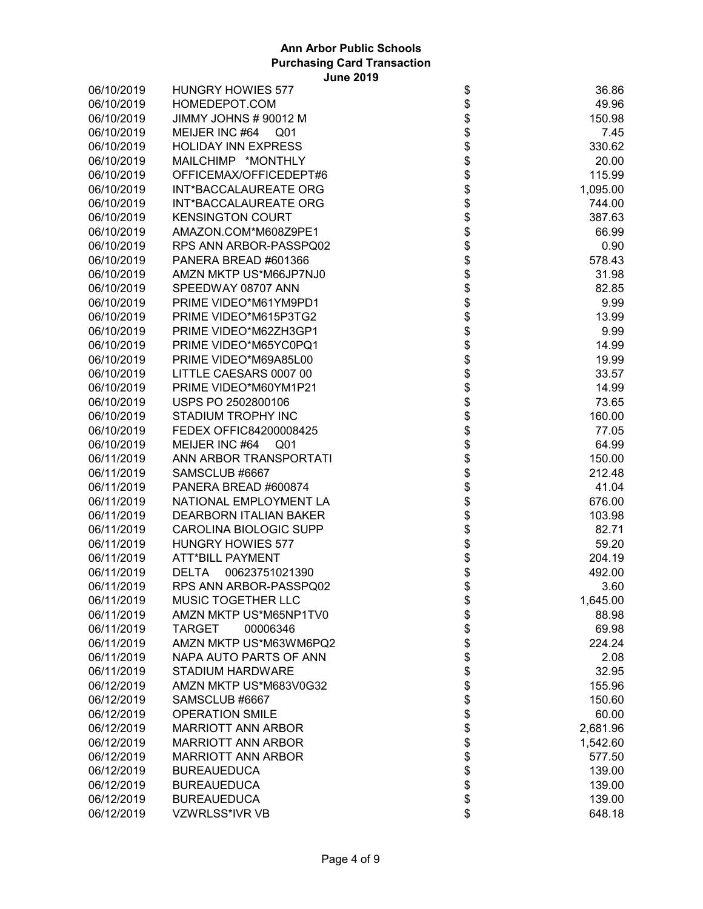# Ann Arbor Public Schools
## Purchasing Card Transaction
### June 2019

| Date | Vendor | | Amount |
|---|---|---|---|
| 06/10/2019 | HUNGRY HOWIES 577 | $ | 36.86 |
| 06/10/2019 | HOMEDEPOT.COM | $ | 49.96 |
| 06/10/2019 | JIMMY JOHNS # 90012 M | $ | 150.98 |
| 06/10/2019 | MEIJER INC #64 Q01 | $ | 7.45 |
| 06/10/2019 | HOLIDAY INN EXPRESS | $ | 330.62 |
| 06/10/2019 | MAILCHIMP *MONTHLY | $ | 20.00 |
| 06/10/2019 | OFFICEMAX/OFFICEDEPT#6 | $ | 115.99 |
| 06/10/2019 | INT*BACCALAUREATE ORG | $ | 1,095.00 |
| 06/10/2019 | INT*BACCALAUREATE ORG | $ | 744.00 |
| 06/10/2019 | KENSINGTON COURT | $ | 387.63 |
| 06/10/2019 | AMAZON.COM*M608Z9PE1 | $ | 66.99 |
| 06/10/2019 | RPS ANN ARBOR-PASSPQ02 | $ | 0.90 |
| 06/10/2019 | PANERA BREAD #601366 | $ | 578.43 |
| 06/10/2019 | AMZN MKTP US*M66JP7NJ0 | $ | 31.98 |
| 06/10/2019 | SPEEDWAY 08707 ANN | $ | 82.85 |
| 06/10/2019 | PRIME VIDEO*M61YM9PD1 | $ | 9.99 |
| 06/10/2019 | PRIME VIDEO*M615P3TG2 | $ | 13.99 |
| 06/10/2019 | PRIME VIDEO*M62ZH3GP1 | $ | 9.99 |
| 06/10/2019 | PRIME VIDEO*M65YC0PQ1 | $ | 14.99 |
| 06/10/2019 | PRIME VIDEO*M69A85L00 | $ | 19.99 |
| 06/10/2019 | LITTLE CAESARS 0007 00 | $ | 33.57 |
| 06/10/2019 | PRIME VIDEO*M60YM1P21 | $ | 14.99 |
| 06/10/2019 | USPS PO 2502800106 | $ | 73.65 |
| 06/10/2019 | STADIUM TROPHY INC | $ | 160.00 |
| 06/10/2019 | FEDEX OFFIC84200008425 | $ | 77.05 |
| 06/10/2019 | MEIJER INC #64 Q01 | $ | 64.99 |
| 06/11/2019 | ANN ARBOR TRANSPORTATI | $ | 150.00 |
| 06/11/2019 | SAMSCLUB #6667 | $ | 212.48 |
| 06/11/2019 | PANERA BREAD #600874 | $ | 41.04 |
| 06/11/2019 | NATIONAL EMPLOYMENT LA | $ | 676.00 |
| 06/11/2019 | DEARBORN ITALIAN BAKER | $ | 103.98 |
| 06/11/2019 | CAROLINA BIOLOGIC SUPP | $ | 82.71 |
| 06/11/2019 | HUNGRY HOWIES 577 | $ | 59.20 |
| 06/11/2019 | ATT*BILL PAYMENT | $ | 204.19 |
| 06/11/2019 | DELTA 00623751021390 | $ | 492.00 |
| 06/11/2019 | RPS ANN ARBOR-PASSPQ02 | $ | 3.60 |
| 06/11/2019 | MUSIC TOGETHER LLC | $ | 1,645.00 |
| 06/11/2019 | AMZN MKTP US*M65NP1TV0 | $ | 88.98 |
| 06/11/2019 | TARGET 00006346 | $ | 69.98 |
| 06/11/2019 | AMZN MKTP US*M63WM6PQ2 | $ | 224.24 |
| 06/11/2019 | NAPA AUTO PARTS OF ANN | $ | 2.08 |
| 06/11/2019 | STADIUM HARDWARE | $ | 32.95 |
| 06/12/2019 | AMZN MKTP US*M683V0G32 | $ | 155.96 |
| 06/12/2019 | SAMSCLUB #6667 | $ | 150.60 |
| 06/12/2019 | OPERATION SMILE | $ | 60.00 |
| 06/12/2019 | MARRIOTT ANN ARBOR | $ | 2,681.96 |
| 06/12/2019 | MARRIOTT ANN ARBOR | $ | 1,542.60 |
| 06/12/2019 | MARRIOTT ANN ARBOR | $ | 577.50 |
| 06/12/2019 | BUREAUEDUCA | $ | 139.00 |
| 06/12/2019 | BUREAUEDUCA | $ | 139.00 |
| 06/12/2019 | BUREAUEDUCA | $ | 139.00 |
| 06/12/2019 | VZWRLSS*IVR VB | $ | 648.18 |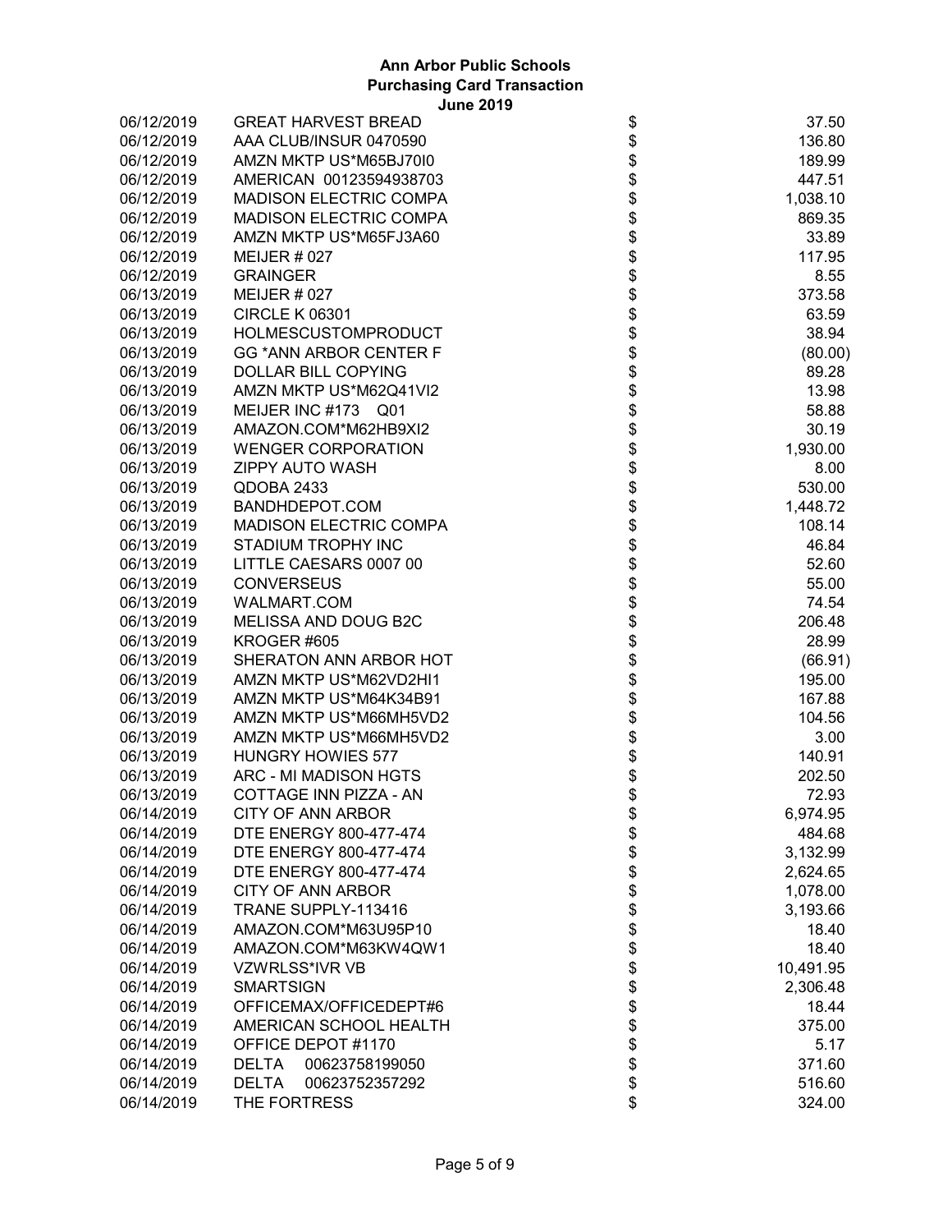**Ann Arbor Public Schools**
**Purchasing Card Transaction**
**June 2019**

| Date | Vendor | | Amount |
|---|---|---|---|
| 06/12/2019 | GREAT HARVEST BREAD | $ | 37.50 |
| 06/12/2019 | AAA CLUB/INSUR 0470590 | $ | 136.80 |
| 06/12/2019 | AMZN MKTP US*M65BJ70I0 | $ | 189.99 |
| 06/12/2019 | AMERICAN 00123594938703 | $ | 447.51 |
| 06/12/2019 | MADISON ELECTRIC COMPA | $ | 1,038.10 |
| 06/12/2019 | MADISON ELECTRIC COMPA | $ | 869.35 |
| 06/12/2019 | AMZN MKTP US*M65FJ3A60 | $ | 33.89 |
| 06/12/2019 | MEIJER # 027 | $ | 117.95 |
| 06/12/2019 | GRAINGER | $ | 8.55 |
| 06/13/2019 | MEIJER # 027 | $ | 373.58 |
| 06/13/2019 | CIRCLE K 06301 | $ | 63.59 |
| 06/13/2019 | HOLMESCUSTOMPRODUCT | $ | 38.94 |
| 06/13/2019 | GG *ANN ARBOR CENTER F | $ | (80.00) |
| 06/13/2019 | DOLLAR BILL COPYING | $ | 89.28 |
| 06/13/2019 | AMZN MKTP US*M62Q41VI2 | $ | 13.98 |
| 06/13/2019 | MEIJER INC #173 Q01 | $ | 58.88 |
| 06/13/2019 | AMAZON.COM*M62HB9XI2 | $ | 30.19 |
| 06/13/2019 | WENGER CORPORATION | $ | 1,930.00 |
| 06/13/2019 | ZIPPY AUTO WASH | $ | 8.00 |
| 06/13/2019 | QDOBA 2433 | $ | 530.00 |
| 06/13/2019 | BANDHDEPOT.COM | $ | 1,448.72 |
| 06/13/2019 | MADISON ELECTRIC COMPA | $ | 108.14 |
| 06/13/2019 | STADIUM TROPHY INC | $ | 46.84 |
| 06/13/2019 | LITTLE CAESARS 0007 00 | $ | 52.60 |
| 06/13/2019 | CONVERSEUS | $ | 55.00 |
| 06/13/2019 | WALMART.COM | $ | 74.54 |
| 06/13/2019 | MELISSA AND DOUG B2C | $ | 206.48 |
| 06/13/2019 | KROGER #605 | $ | 28.99 |
| 06/13/2019 | SHERATON ANN ARBOR HOT | $ | (66.91) |
| 06/13/2019 | AMZN MKTP US*M62VD2HI1 | $ | 195.00 |
| 06/13/2019 | AMZN MKTP US*M64K34B91 | $ | 167.88 |
| 06/13/2019 | AMZN MKTP US*M66MH5VD2 | $ | 104.56 |
| 06/13/2019 | AMZN MKTP US*M66MH5VD2 | $ | 3.00 |
| 06/13/2019 | HUNGRY HOWIES 577 | $ | 140.91 |
| 06/13/2019 | ARC - MI MADISON HGTS | $ | 202.50 |
| 06/13/2019 | COTTAGE INN PIZZA - AN | $ | 72.93 |
| 06/14/2019 | CITY OF ANN ARBOR | $ | 6,974.95 |
| 06/14/2019 | DTE ENERGY 800-477-474 | $ | 484.68 |
| 06/14/2019 | DTE ENERGY 800-477-474 | $ | 3,132.99 |
| 06/14/2019 | DTE ENERGY 800-477-474 | $ | 2,624.65 |
| 06/14/2019 | CITY OF ANN ARBOR | $ | 1,078.00 |
| 06/14/2019 | TRANE SUPPLY-113416 | $ | 3,193.66 |
| 06/14/2019 | AMAZON.COM*M63U95P10 | $ | 18.40 |
| 06/14/2019 | AMAZON.COM*M63KW4QW1 | $ | 18.40 |
| 06/14/2019 | VZWRLSS*IVR VB | $ | 10,491.95 |
| 06/14/2019 | SMARTSIGN | $ | 2,306.48 |
| 06/14/2019 | OFFICEMAX/OFFICEDEPT#6 | $ | 18.44 |
| 06/14/2019 | AMERICAN SCHOOL HEALTH | $ | 375.00 |
| 06/14/2019 | OFFICE DEPOT #1170 | $ | 5.17 |
| 06/14/2019 | DELTA 00623758199050 | $ | 371.60 |
| 06/14/2019 | DELTA 00623752357292 | $ | 516.60 |
| 06/14/2019 | THE FORTRESS | $ | 324.00 |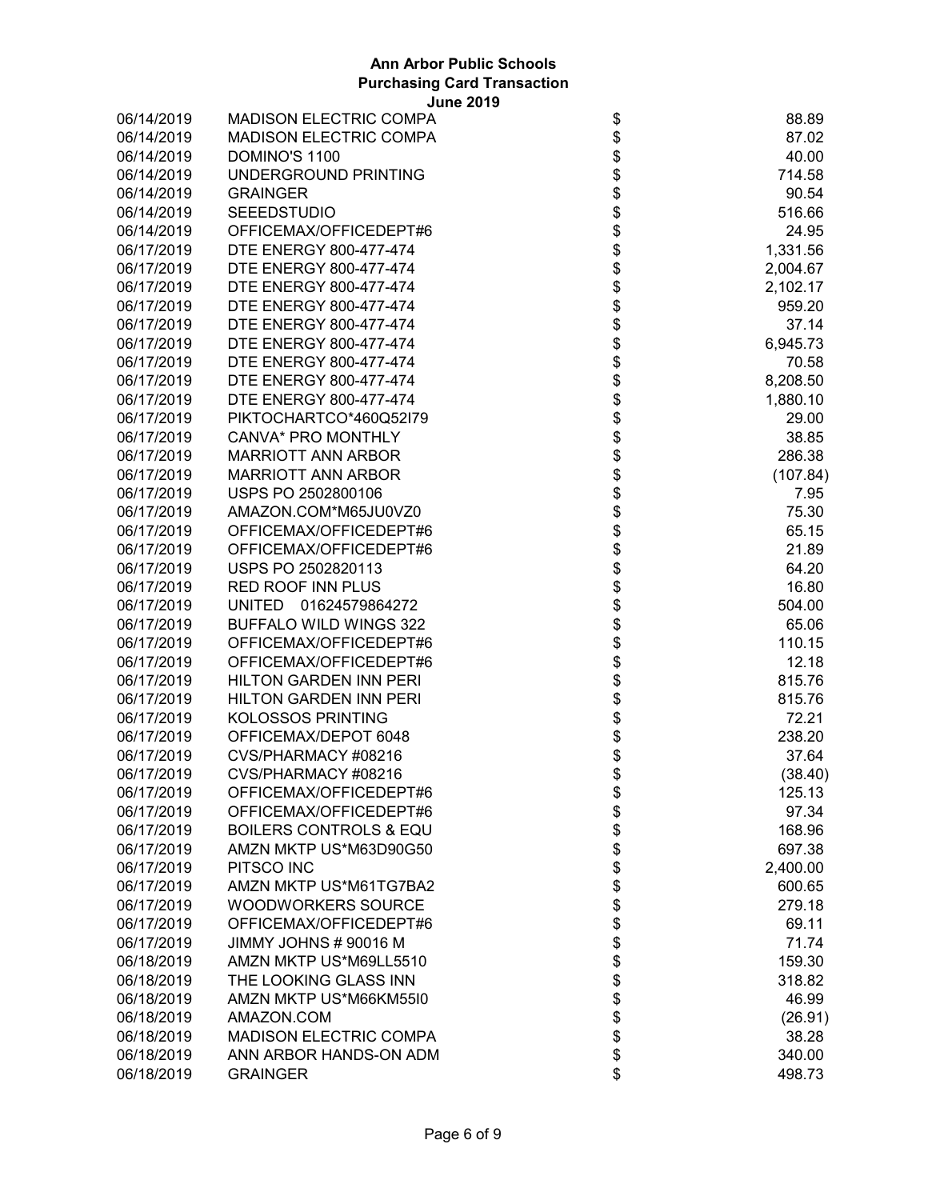# Ann Arbor Public Schools
## Purchasing Card Transaction
### June 2019

| Date | Vendor | | Amount |
|---|---|---|---|
| 06/14/2019 | MADISON ELECTRIC COMPA | $ | 88.89 |
| 06/14/2019 | MADISON ELECTRIC COMPA | $ | 87.02 |
| 06/14/2019 | DOMINO'S 1100 | $ | 40.00 |
| 06/14/2019 | UNDERGROUND PRINTING | $ | 714.58 |
| 06/14/2019 | GRAINGER | $ | 90.54 |
| 06/14/2019 | SEEEDSTUDIO | $ | 516.66 |
| 06/14/2019 | OFFICEMAX/OFFICEDEPT#6 | $ | 24.95 |
| 06/17/2019 | DTE ENERGY 800-477-474 | $ | 1,331.56 |
| 06/17/2019 | DTE ENERGY 800-477-474 | $ | 2,004.67 |
| 06/17/2019 | DTE ENERGY 800-477-474 | $ | 2,102.17 |
| 06/17/2019 | DTE ENERGY 800-477-474 | $ | 959.20 |
| 06/17/2019 | DTE ENERGY 800-477-474 | $ | 37.14 |
| 06/17/2019 | DTE ENERGY 800-477-474 | $ | 6,945.73 |
| 06/17/2019 | DTE ENERGY 800-477-474 | $ | 70.58 |
| 06/17/2019 | DTE ENERGY 800-477-474 | $ | 8,208.50 |
| 06/17/2019 | DTE ENERGY 800-477-474 | $ | 1,880.10 |
| 06/17/2019 | PIKTOCHARTCO*460Q52I79 | $ | 29.00 |
| 06/17/2019 | CANVA* PRO MONTHLY | $ | 38.85 |
| 06/17/2019 | MARRIOTT ANN ARBOR | $ | 286.38 |
| 06/17/2019 | MARRIOTT ANN ARBOR | $ | (107.84) |
| 06/17/2019 | USPS PO 2502800106 | $ | 7.95 |
| 06/17/2019 | AMAZON.COM*M65JU0VZ0 | $ | 75.30 |
| 06/17/2019 | OFFICEMAX/OFFICEDEPT#6 | $ | 65.15 |
| 06/17/2019 | OFFICEMAX/OFFICEDEPT#6 | $ | 21.89 |
| 06/17/2019 | USPS PO 2502820113 | $ | 64.20 |
| 06/17/2019 | RED ROOF INN PLUS | $ | 16.80 |
| 06/17/2019 | UNITED 01624579864272 | $ | 504.00 |
| 06/17/2019 | BUFFALO WILD WINGS 322 | $ | 65.06 |
| 06/17/2019 | OFFICEMAX/OFFICEDEPT#6 | $ | 110.15 |
| 06/17/2019 | OFFICEMAX/OFFICEDEPT#6 | $ | 12.18 |
| 06/17/2019 | HILTON GARDEN INN PERI | $ | 815.76 |
| 06/17/2019 | HILTON GARDEN INN PERI | $ | 815.76 |
| 06/17/2019 | KOLOSSOS PRINTING | $ | 72.21 |
| 06/17/2019 | OFFICEMAX/DEPOT 6048 | $ | 238.20 |
| 06/17/2019 | CVS/PHARMACY #08216 | $ | 37.64 |
| 06/17/2019 | CVS/PHARMACY #08216 | $ | (38.40) |
| 06/17/2019 | OFFICEMAX/OFFICEDEPT#6 | $ | 125.13 |
| 06/17/2019 | OFFICEMAX/OFFICEDEPT#6 | $ | 97.34 |
| 06/17/2019 | BOILERS CONTROLS & EQU | $ | 168.96 |
| 06/17/2019 | AMZN MKTP US*M63D90G50 | $ | 697.38 |
| 06/17/2019 | PITSCO INC | $ | 2,400.00 |
| 06/17/2019 | AMZN MKTP US*M61TG7BA2 | $ | 600.65 |
| 06/17/2019 | WOODWORKERS SOURCE | $ | 279.18 |
| 06/17/2019 | OFFICEMAX/OFFICEDEPT#6 | $ | 69.11 |
| 06/17/2019 | JIMMY JOHNS # 90016 M | $ | 71.74 |
| 06/18/2019 | AMZN MKTP US*M69LL5510 | $ | 159.30 |
| 06/18/2019 | THE LOOKING GLASS INN | $ | 318.82 |
| 06/18/2019 | AMZN MKTP US*M66KM55I0 | $ | 46.99 |
| 06/18/2019 | AMAZON.COM | $ | (26.91) |
| 06/18/2019 | MADISON ELECTRIC COMPA | $ | 38.28 |
| 06/18/2019 | ANN ARBOR HANDS-ON ADM | $ | 340.00 |
| 06/18/2019 | GRAINGER | $ | 498.73 |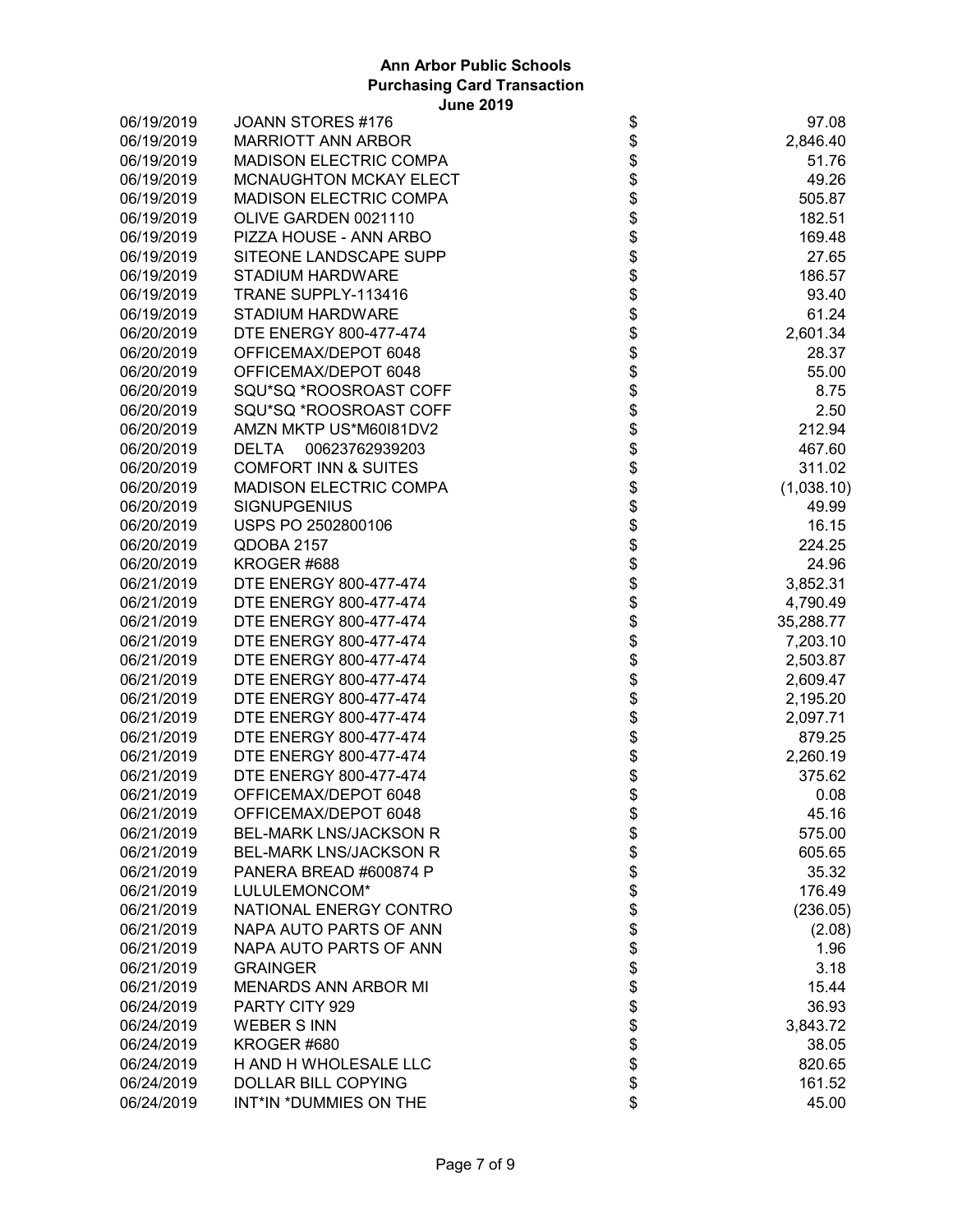# Ann Arbor Public Schools
## Purchasing Card Transaction
### June 2019

| Date | Vendor | | Amount |
|---|---|---|---|
| 06/19/2019 | JOANN STORES #176 | $ | 97.08 |
| 06/19/2019 | MARRIOTT ANN ARBOR | $ | 2,846.40 |
| 06/19/2019 | MADISON ELECTRIC COMPA | $ | 51.76 |
| 06/19/2019 | MCNAUGHTON MCKAY ELECT | $ | 49.26 |
| 06/19/2019 | MADISON ELECTRIC COMPA | $ | 505.87 |
| 06/19/2019 | OLIVE GARDEN 0021110 | $ | 182.51 |
| 06/19/2019 | PIZZA HOUSE - ANN ARBO | $ | 169.48 |
| 06/19/2019 | SITEONE LANDSCAPE SUPP | $ | 27.65 |
| 06/19/2019 | STADIUM HARDWARE | $ | 186.57 |
| 06/19/2019 | TRANE SUPPLY-113416 | $ | 93.40 |
| 06/19/2019 | STADIUM HARDWARE | $ | 61.24 |
| 06/20/2019 | DTE ENERGY 800-477-474 | $ | 2,601.34 |
| 06/20/2019 | OFFICEMAX/DEPOT 6048 | $ | 28.37 |
| 06/20/2019 | OFFICEMAX/DEPOT 6048 | $ | 55.00 |
| 06/20/2019 | SQU*SQ *ROOSROAST COFF | $ | 8.75 |
| 06/20/2019 | SQU*SQ *ROOSROAST COFF | $ | 2.50 |
| 06/20/2019 | AMZN MKTP US*M60I81DV2 | $ | 212.94 |
| 06/20/2019 | DELTA 00623762939203 | $ | 467.60 |
| 06/20/2019 | COMFORT INN & SUITES | $ | 311.02 |
| 06/20/2019 | MADISON ELECTRIC COMPA | $ | (1,038.10) |
| 06/20/2019 | SIGNUPGENIUS | $ | 49.99 |
| 06/20/2019 | USPS PO 2502800106 | $ | 16.15 |
| 06/20/2019 | QDOBA 2157 | $ | 224.25 |
| 06/20/2019 | KROGER #688 | $ | 24.96 |
| 06/21/2019 | DTE ENERGY 800-477-474 | $ | 3,852.31 |
| 06/21/2019 | DTE ENERGY 800-477-474 | $ | 4,790.49 |
| 06/21/2019 | DTE ENERGY 800-477-474 | $ | 35,288.77 |
| 06/21/2019 | DTE ENERGY 800-477-474 | $ | 7,203.10 |
| 06/21/2019 | DTE ENERGY 800-477-474 | $ | 2,503.87 |
| 06/21/2019 | DTE ENERGY 800-477-474 | $ | 2,609.47 |
| 06/21/2019 | DTE ENERGY 800-477-474 | $ | 2,195.20 |
| 06/21/2019 | DTE ENERGY 800-477-474 | $ | 2,097.71 |
| 06/21/2019 | DTE ENERGY 800-477-474 | $ | 879.25 |
| 06/21/2019 | DTE ENERGY 800-477-474 | $ | 2,260.19 |
| 06/21/2019 | DTE ENERGY 800-477-474 | $ | 375.62 |
| 06/21/2019 | OFFICEMAX/DEPOT 6048 | $ | 0.08 |
| 06/21/2019 | OFFICEMAX/DEPOT 6048 | $ | 45.16 |
| 06/21/2019 | BEL-MARK LNS/JACKSON R | $ | 575.00 |
| 06/21/2019 | BEL-MARK LNS/JACKSON R | $ | 605.65 |
| 06/21/2019 | PANERA BREAD #600874 P | $ | 35.32 |
| 06/21/2019 | LULULEMONCOM* | $ | 176.49 |
| 06/21/2019 | NATIONAL ENERGY CONTRO | $ | (236.05) |
| 06/21/2019 | NAPA AUTO PARTS OF ANN | $ | (2.08) |
| 06/21/2019 | NAPA AUTO PARTS OF ANN | $ | 1.96 |
| 06/21/2019 | GRAINGER | $ | 3.18 |
| 06/21/2019 | MENARDS ANN ARBOR MI | $ | 15.44 |
| 06/24/2019 | PARTY CITY 929 | $ | 36.93 |
| 06/24/2019 | WEBER S INN | $ | 3,843.72 |
| 06/24/2019 | KROGER #680 | $ | 38.05 |
| 06/24/2019 | H AND H WHOLESALE LLC | $ | 820.65 |
| 06/24/2019 | DOLLAR BILL COPYING | $ | 161.52 |
| 06/24/2019 | INT*IN *DUMMIES ON THE | $ | 45.00 |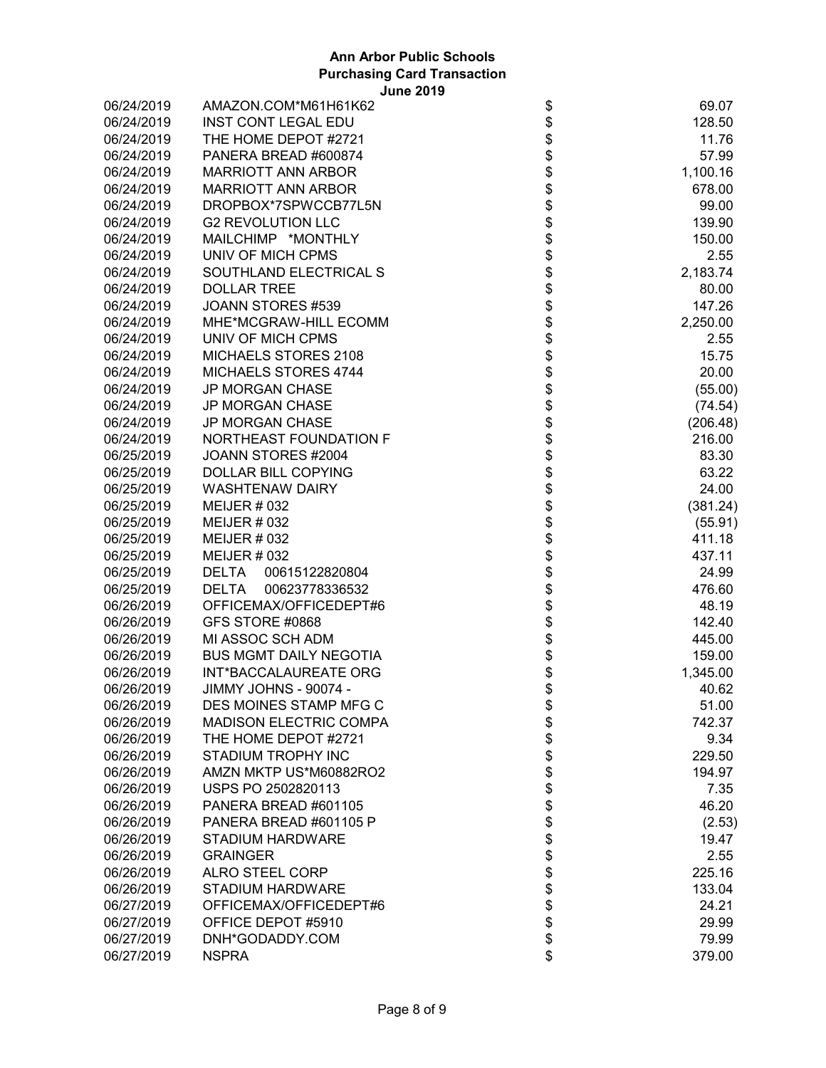**Ann Arbor Public Schools**
**Purchasing Card Transaction**
**June 2019**

| Date | Vendor | | Amount |
|---|---|---|---|
| 06/24/2019 | AMAZON.COM*M61H61K62 | $ | 69.07 |
| 06/24/2019 | INST CONT LEGAL EDU | $ | 128.50 |
| 06/24/2019 | THE HOME DEPOT #2721 | $ | 11.76 |
| 06/24/2019 | PANERA BREAD #600874 | $ | 57.99 |
| 06/24/2019 | MARRIOTT ANN ARBOR | $ | 1,100.16 |
| 06/24/2019 | MARRIOTT ANN ARBOR | $ | 678.00 |
| 06/24/2019 | DROPBOX*7SPWCCB77L5N | $ | 99.00 |
| 06/24/2019 | G2 REVOLUTION LLC | $ | 139.90 |
| 06/24/2019 | MAILCHIMP *MONTHLY | $ | 150.00 |
| 06/24/2019 | UNIV OF MICH CPMS | $ | 2.55 |
| 06/24/2019 | SOUTHLAND ELECTRICAL S | $ | 2,183.74 |
| 06/24/2019 | DOLLAR TREE | $ | 80.00 |
| 06/24/2019 | JOANN STORES #539 | $ | 147.26 |
| 06/24/2019 | MHE*MCGRAW-HILL ECOMM | $ | 2,250.00 |
| 06/24/2019 | UNIV OF MICH CPMS | $ | 2.55 |
| 06/24/2019 | MICHAELS STORES 2108 | $ | 15.75 |
| 06/24/2019 | MICHAELS STORES 4744 | $ | 20.00 |
| 06/24/2019 | JP MORGAN CHASE | $ | (55.00) |
| 06/24/2019 | JP MORGAN CHASE | $ | (74.54) |
| 06/24/2019 | JP MORGAN CHASE | $ | (206.48) |
| 06/24/2019 | NORTHEAST FOUNDATION F | $ | 216.00 |
| 06/25/2019 | JOANN STORES #2004 | $ | 83.30 |
| 06/25/2019 | DOLLAR BILL COPYING | $ | 63.22 |
| 06/25/2019 | WASHTENAW DAIRY | $ | 24.00 |
| 06/25/2019 | MEIJER # 032 | $ | (381.24) |
| 06/25/2019 | MEIJER # 032 | $ | (55.91) |
| 06/25/2019 | MEIJER # 032 | $ | 411.18 |
| 06/25/2019 | MEIJER # 032 | $ | 437.11 |
| 06/25/2019 | DELTA 00615122820804 | $ | 24.99 |
| 06/25/2019 | DELTA 00623778336532 | $ | 476.60 |
| 06/26/2019 | OFFICEMAX/OFFICEDEPT#6 | $ | 48.19 |
| 06/26/2019 | GFS STORE #0868 | $ | 142.40 |
| 06/26/2019 | MI ASSOC SCH ADM | $ | 445.00 |
| 06/26/2019 | BUS MGMT DAILY NEGOTIA | $ | 159.00 |
| 06/26/2019 | INT*BACCALAUREATE ORG | $ | 1,345.00 |
| 06/26/2019 | JIMMY JOHNS - 90074 - | $ | 40.62 |
| 06/26/2019 | DES MOINES STAMP MFG C | $ | 51.00 |
| 06/26/2019 | MADISON ELECTRIC COMPA | $ | 742.37 |
| 06/26/2019 | THE HOME DEPOT #2721 | $ | 9.34 |
| 06/26/2019 | STADIUM TROPHY INC | $ | 229.50 |
| 06/26/2019 | AMZN MKTP US*M60882RO2 | $ | 194.97 |
| 06/26/2019 | USPS PO 2502820113 | $ | 7.35 |
| 06/26/2019 | PANERA BREAD #601105 | $ | 46.20 |
| 06/26/2019 | PANERA BREAD #601105 P | $ | (2.53) |
| 06/26/2019 | STADIUM HARDWARE | $ | 19.47 |
| 06/26/2019 | GRAINGER | $ | 2.55 |
| 06/26/2019 | ALRO STEEL CORP | $ | 225.16 |
| 06/26/2019 | STADIUM HARDWARE | $ | 133.04 |
| 06/27/2019 | OFFICEMAX/OFFICEDEPT#6 | $ | 24.21 |
| 06/27/2019 | OFFICE DEPOT #5910 | $ | 29.99 |
| 06/27/2019 | DNH*GODADDY.COM | $ | 79.99 |
| 06/27/2019 | NSPRA | $ | 379.00 |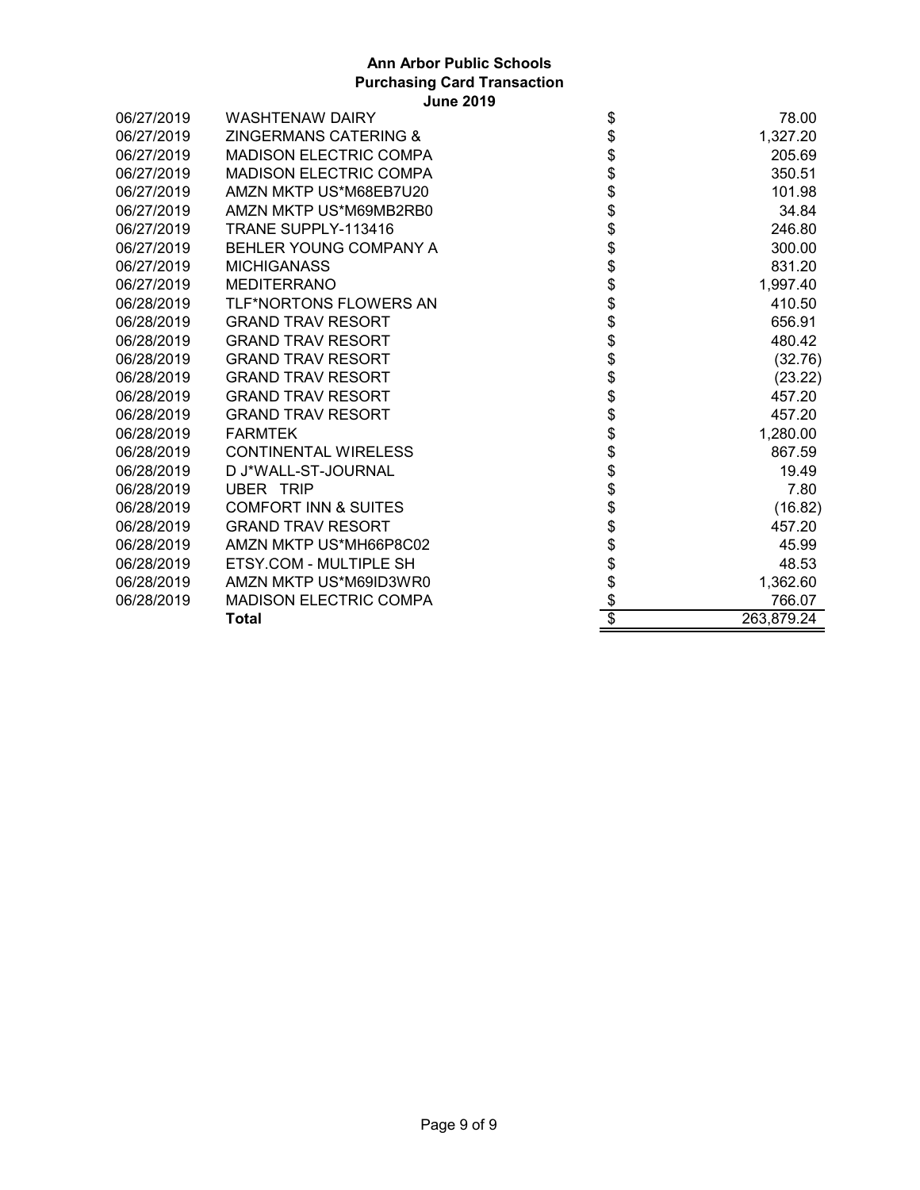**Ann Arbor Public Schools**
**Purchasing Card Transaction**
**June 2019**

| | | | |
|---|---|---|---|
| 06/27/2019 | WASHTENAW DAIRY | $ | 78.00 |
| 06/27/2019 | ZINGERMANS CATERING & | $ | 1,327.20 |
| 06/27/2019 | MADISON ELECTRIC COMPA | $ | 205.69 |
| 06/27/2019 | MADISON ELECTRIC COMPA | $ | 350.51 |
| 06/27/2019 | AMZN MKTP US*M68EB7U20 | $ | 101.98 |
| 06/27/2019 | AMZN MKTP US*M69MB2RB0 | $ | 34.84 |
| 06/27/2019 | TRANE SUPPLY-113416 | $ | 246.80 |
| 06/27/2019 | BEHLER YOUNG COMPANY A | $ | 300.00 |
| 06/27/2019 | MICHIGANASS | $ | 831.20 |
| 06/27/2019 | MEDITERRANO | $ | 1,997.40 |
| 06/28/2019 | TLF*NORTONS FLOWERS AN | $ | 410.50 |
| 06/28/2019 | GRAND TRAV RESORT | $ | 656.91 |
| 06/28/2019 | GRAND TRAV RESORT | $ | 480.42 |
| 06/28/2019 | GRAND TRAV RESORT | $ | (32.76) |
| 06/28/2019 | GRAND TRAV RESORT | $ | (23.22) |
| 06/28/2019 | GRAND TRAV RESORT | $ | 457.20 |
| 06/28/2019 | GRAND TRAV RESORT | $ | 457.20 |
| 06/28/2019 | FARMTEK | $ | 1,280.00 |
| 06/28/2019 | CONTINENTAL WIRELESS | $ | 867.59 |
| 06/28/2019 | D J*WALL-ST-JOURNAL | $ | 19.49 |
| 06/28/2019 | UBER TRIP | $ | 7.80 |
| 06/28/2019 | COMFORT INN & SUITES | $ | (16.82) |
| 06/28/2019 | GRAND TRAV RESORT | $ | 457.20 |
| 06/28/2019 | AMZN MKTP US*MH66P8C02 | $ | 45.99 |
| 06/28/2019 | ETSY.COM - MULTIPLE SH | $ | 48.53 |
| 06/28/2019 | AMZN MKTP US*M69ID3WR0 | $ | 1,362.60 |
| 06/28/2019 | MADISON ELECTRIC COMPA | $ | 766.07 |
| | **Total** | $ | 263,879.24 |